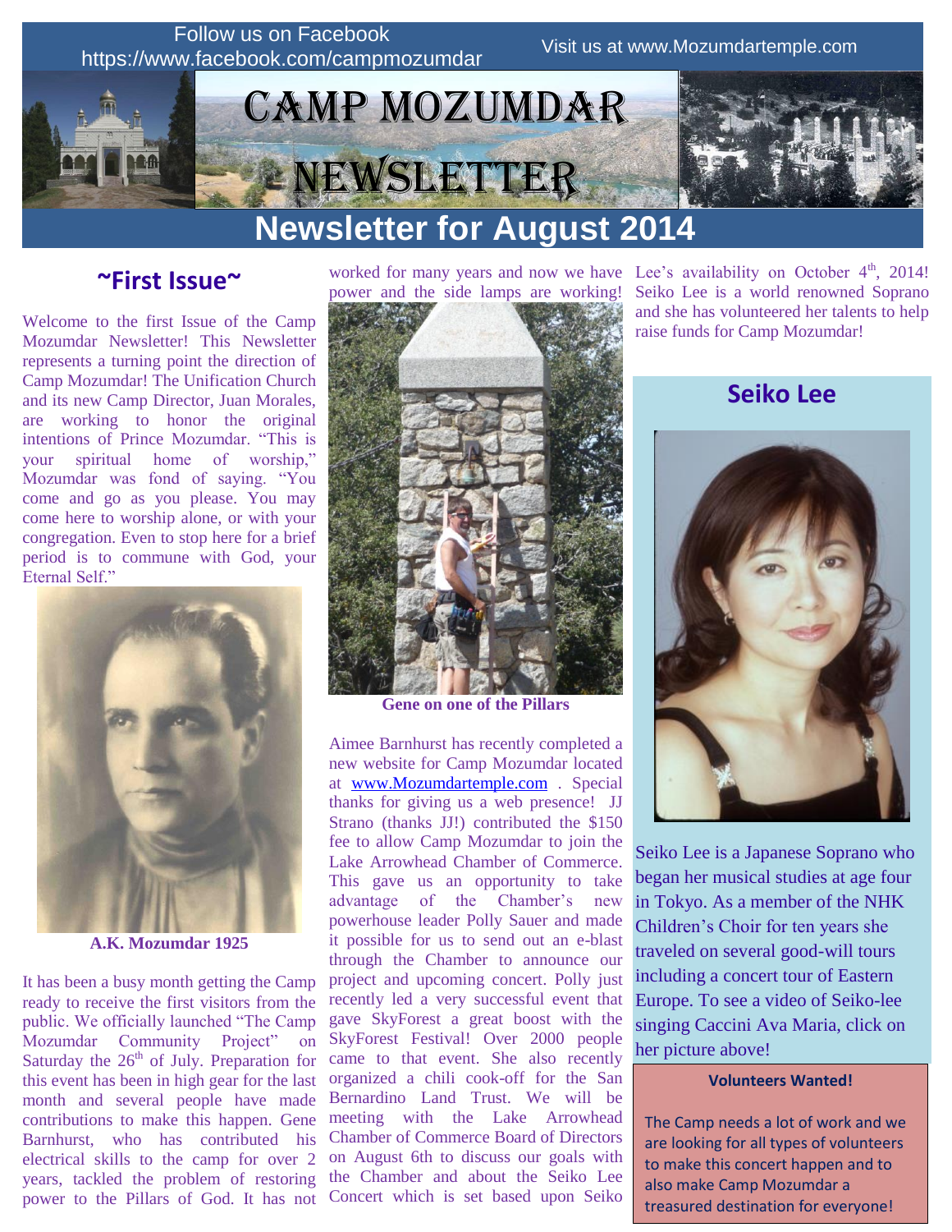Follow us on Facebook https://www.facebook.com/campmozumdar

Visit us at www.Mozumdartemple.com

# Camp Mozumdar Newsletter

## Newsletter for August 2014

### ~First Issue~

Welcome to the first Issue of the Camp Mozumdar Newsletter! This Newsletter represents a turning point the direction of Camp Mozumdar! The Unification Church and its new Camp Director, Juan Morales, are working to honor the original intentions of Prince Mozumdar. "This is your spiritual home of worship," Mozumdar was fond of saying. "You come and go as you please. You may come here to worship alone, or with your congregation. Even to stop here for a brief period is to commune with God, your Eternal Self."

**A.K. Mozumdar 1925**

It has been a busy month getting the Camp ready to receive the first visitors from the public. We officially launched "The Camp Mozumdar Community Project" on Saturday the 26th of July. Preparation for this event has been in high gear for the last month and several people have made contributions to make this happen. Gene Barnhurst, who has contributed his electrical skills to the camp for over 2 years, tackled the problem of restoring power to the Pillars of God. It has not worked for many years and now we have power and the side lamps are working!

**Gene on one of the Pillars**

Aimee Barnhurst has recently completed a new website for Camp Mozumdar located at [www.Mozumdartemple.com](www.Mozumdartemple.com) . Special thanks for giving us a web presence! JJ Strano (thanks JJ!) contributed the $150 fee to allow Camp Mozumdar to join the Lake Arrowhead Chamber of Commerce. This gave us an opportunity to take advantage of the Chamber's new powerhouse leader Polly Sauer and made it possible for us to send out an e-blast through the Chamber to announce our project and upcoming concert. Polly just recently led a very successful event that gave SkyForest a great boost with the SkyForest Festival! Over 2000 people came to that event. She also recently organized a chili cook-off for the San Bernardino Land Trust. We will be meeting with the Lake Arrowhead Chamber of Commerce Board of Directors on August 6th to discuss our goals with the Chamber and about the Seiko Lee Concert which is set based upon Seiko Lee's availability on October 4th, 2014! Seiko Lee is a world renowned Soprano and she has volunteered her talents to help raise funds for Camp Mozumdar!

### Seiko Lee

Seiko Lee is a Japanese Soprano who began her musical studies at age four in Tokyo. As a member of the NHK Children's Choir for ten years she traveled on several good-will tours including a concert tour of Eastern Europe. To see a video of Seiko-lee singing Caccini Ava Maria, click on her picture above!

**Volunteers Wanted!**

The Camp needs a lot of work and we are looking for all types of volunteers to make this concert happen and to also make Camp Mozumdar a treasured destination for everyone!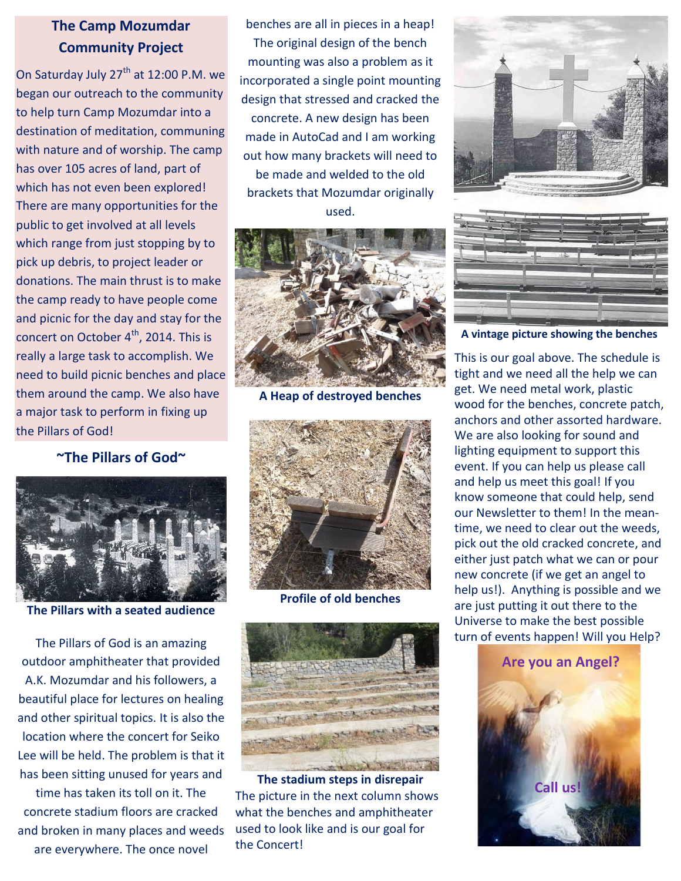## The Camp Mozumdar Community Project

On Saturday July 27th at 12:00 P.M. we began our outreach to the community to help turn Camp Mozumdar into a destination of meditation, communing with nature and of worship. The camp has over 105 acres of land, part of which has not even been explored! There are many opportunities for the public to get involved at all levels which range from just stopping by to pick up debris, to project leader or donations. The main thrust is to make the camp ready to have people come and picnic for the day and stay for the concert on October 4th, 2014. This is really a large task to accomplish. We need to build picnic benches and place them around the camp. We also have a major task to perform in fixing up the Pillars of God!

## ~The Pillars of God~

The Pillars with a seated audience

The Pillars of God is an amazing outdoor amphitheater that provided A.K. Mozumdar and his followers, a beautiful place for lectures on healing and other spiritual topics. It is also the location where the concert for Seiko Lee will be held. The problem is that it has been sitting unused for years and time has taken its toll on it. The concrete stadium floors are cracked and broken in many places and weeds are everywhere. The once novel benches are all in pieces in a heap! The original design of the bench mounting was also a problem as it incorporated a single point mounting design that stressed and cracked the concrete. A new design has been made in AutoCad and I am working out how many brackets will need to be made and welded to the old brackets that Mozumdar originally used.

A Heap of destroyed benches

Profile of old benches

The stadium steps in disrepair

The picture in the next column shows what the benches and amphitheater used to look like and is our goal for the Concert!

A vintage picture showing the benches

This is our goal above. The schedule is tight and we need all the help we can get. We need metal work, plastic wood for the benches, concrete patch, anchors and other assorted hardware. We are also looking for sound and lighting equipment to support this event. If you can help us please call and help us meet this goal! If you know someone that could help, send our Newsletter to them! In the meantime, we need to clear out the weeds, pick out the old cracked concrete, and either just patch what we can or pour new concrete (if we get an angel to help us!). Anything is possible and we are just putting it out there to the Universe to make the best possible turn of events happen! Will you Help?

**Are you an Angel?**

**Call us!**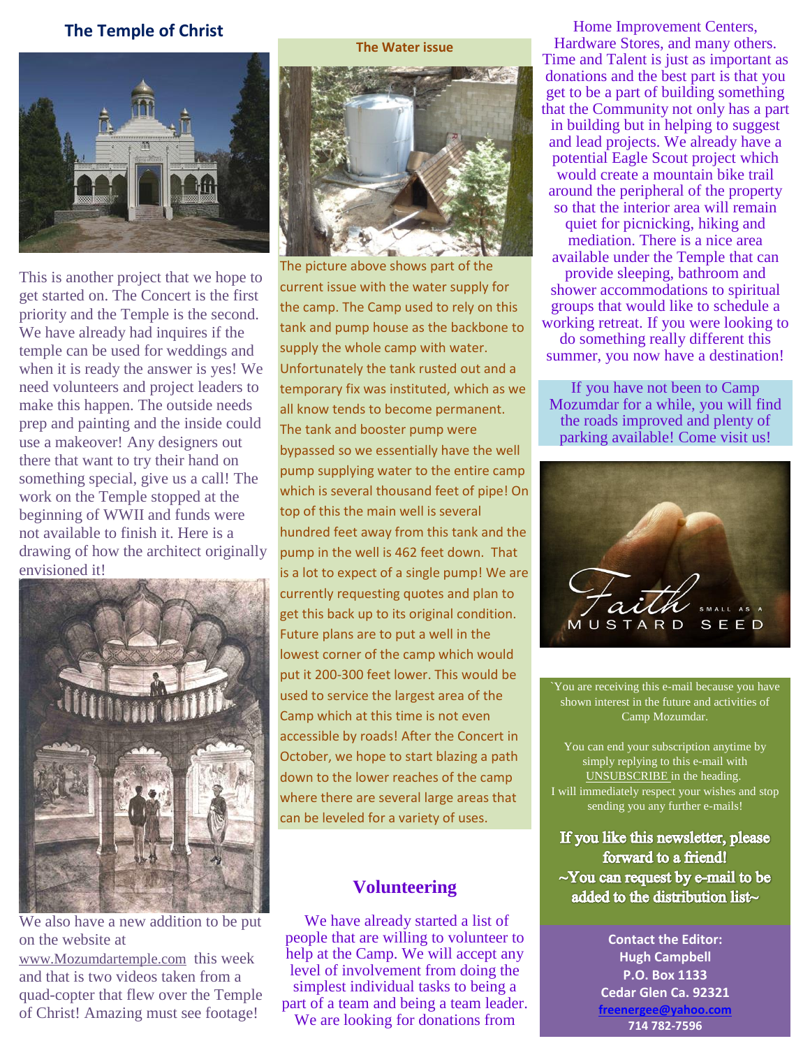## The Temple of Christ

This is another project that we hope to get started on. The Concert is the first priority and the Temple is the second. We have already had inquires if the temple can be used for weddings and when it is ready the answer is yes! We need volunteers and project leaders to make this happen. The outside needs prep and painting and the inside could use a makeover! Any designers out there that want to try their hand on something special, give us a call! The work on the Temple stopped at the beginning of WWII and funds were not available to finish it. Here is a drawing of how the architect originally envisioned it!

We also have a new addition to be put on the website at www.Mozumdartemple.com this week and that is two videos taken from a quad-copter that flew over the Temple of Christ! Amazing must see footage!

## The Water issue

The picture above shows part of the current issue with the water supply for the camp. The Camp used to rely on this tank and pump house as the backbone to supply the whole camp with water. Unfortunately the tank rusted out and a temporary fix was instituted, which as we all know tends to become permanent. The tank and booster pump were bypassed so we essentially have the well pump supplying water to the entire camp which is several thousand feet of pipe! On top of this the main well is several hundred feet away from this tank and the pump in the well is 462 feet down. That is a lot to expect of a single pump! We are currently requesting quotes and plan to get this back up to its original condition. Future plans are to put a well in the lowest corner of the camp which would put it 200-300 feet lower. This would be used to service the largest area of the Camp which at this time is not even accessible by roads! After the Concert in October, we hope to start blazing a path down to the lower reaches of the camp where there are several large areas that can be leveled for a variety of uses.

## Volunteering

We have already started a list of people that are willing to volunteer to help at the Camp. We will accept any level of involvement from doing the simplest individual tasks to being a part of a team and being a team leader. We are looking for donations from Home Improvement Centers, Hardware Stores, and many others. Time and Talent is just as important as donations and the best part is that you get to be a part of building something that the Community not only has a part in building but in helping to suggest and lead projects. We already have a potential Eagle Scout project which would create a mountain bike trail around the peripheral of the property so that the interior area will remain quiet for picnicking, hiking and mediation. There is a nice area available under the Temple that can provide sleeping, bathroom and shower accommodations to spiritual groups that would like to schedule a working retreat. If you were looking to do something really different this summer, you now have a destination!

If you have not been to Camp Mozumdar for a while, you will find the roads improved and plenty of parking available! Come visit us!

Faith SMALL AS A MUSTARD SEED

`You are receiving this e-mail because you have shown interest in the future and activities of Camp Mozumdar.

You can end your subscription anytime by simply replying to this e-mail with UNSUBSCRIBE in the heading. I will immediately respect your wishes and stop sending you any further e-mails!

**If you like this newsletter, please forward to a friend!**
**~You can request by e-mail to be added to the distribution list~**

**Contact the Editor:**
**Hugh Campbell**
**P.O. Box 1133**
**Cedar Glen Ca. 92321**
**freenergee@yahoo.com**
**714 782-7596**